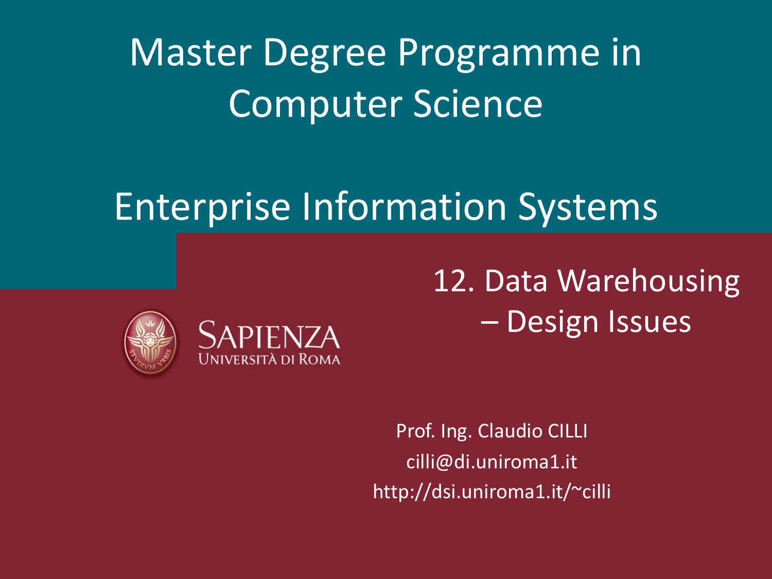# Master Degree Programme in Computer Science

# Enterprise Information Systems

## 12. Data Warehousing – Design Issues

SAPIENZA
UNIVERSITÀ DI ROMA

Prof. Ing. Claudio CILLI

cilli@di.uniroma1.it

http://dsi.uniroma1.it/~cilli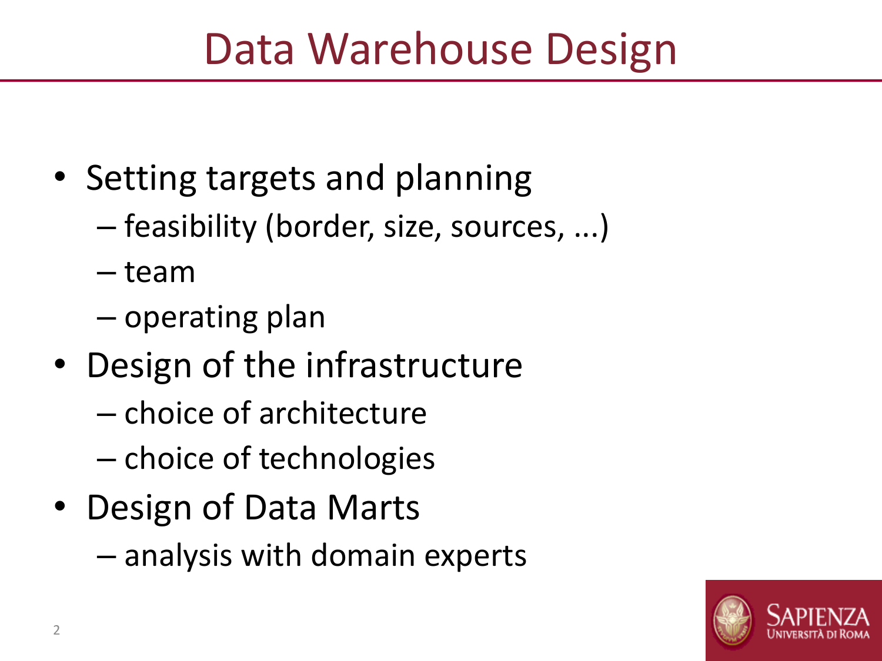# Data Warehouse Design

- Setting targets and planning
  - feasibility (border, size, sources, ...)
  - team
  - operating plan
- Design of the infrastructure
  - choice of architecture
  - choice of technologies
- Design of Data Marts
  - analysis with domain experts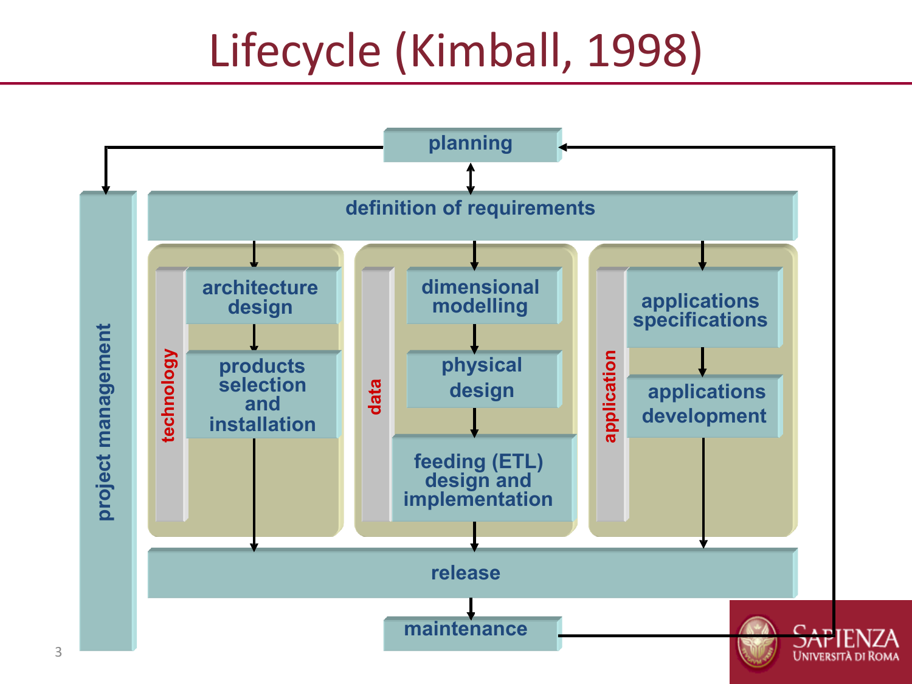# Lifecycle (Kimball, 1998)

- planning
- definition of requirements
- project management
- technology
  - architecture design
  - products selection and installation
- data
  - dimensional modelling
  - physical design
  - feeding (ETL) design and implementation
- application
  - applications specifications
  - applications development
- release
- maintenance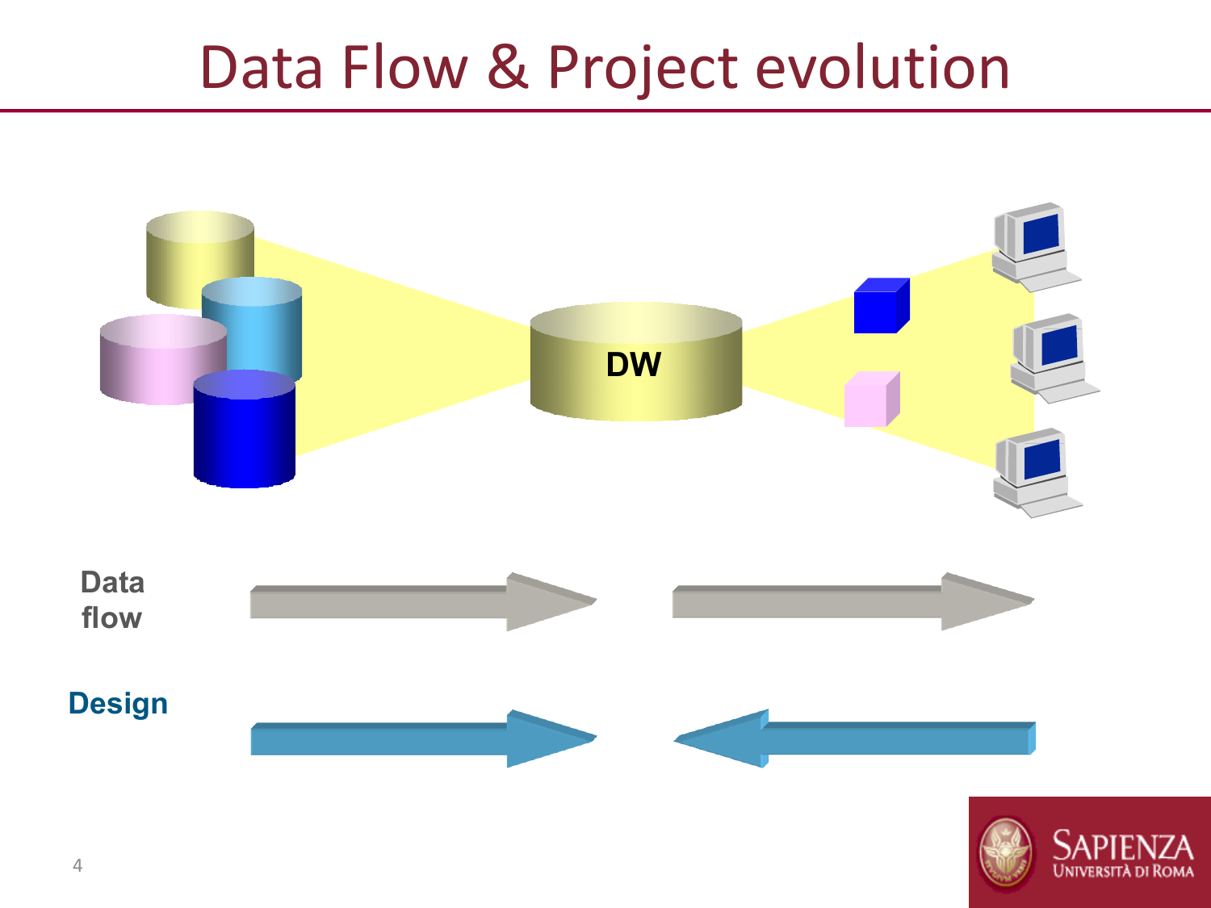# Data Flow & Project evolution

DW

Data flow

Design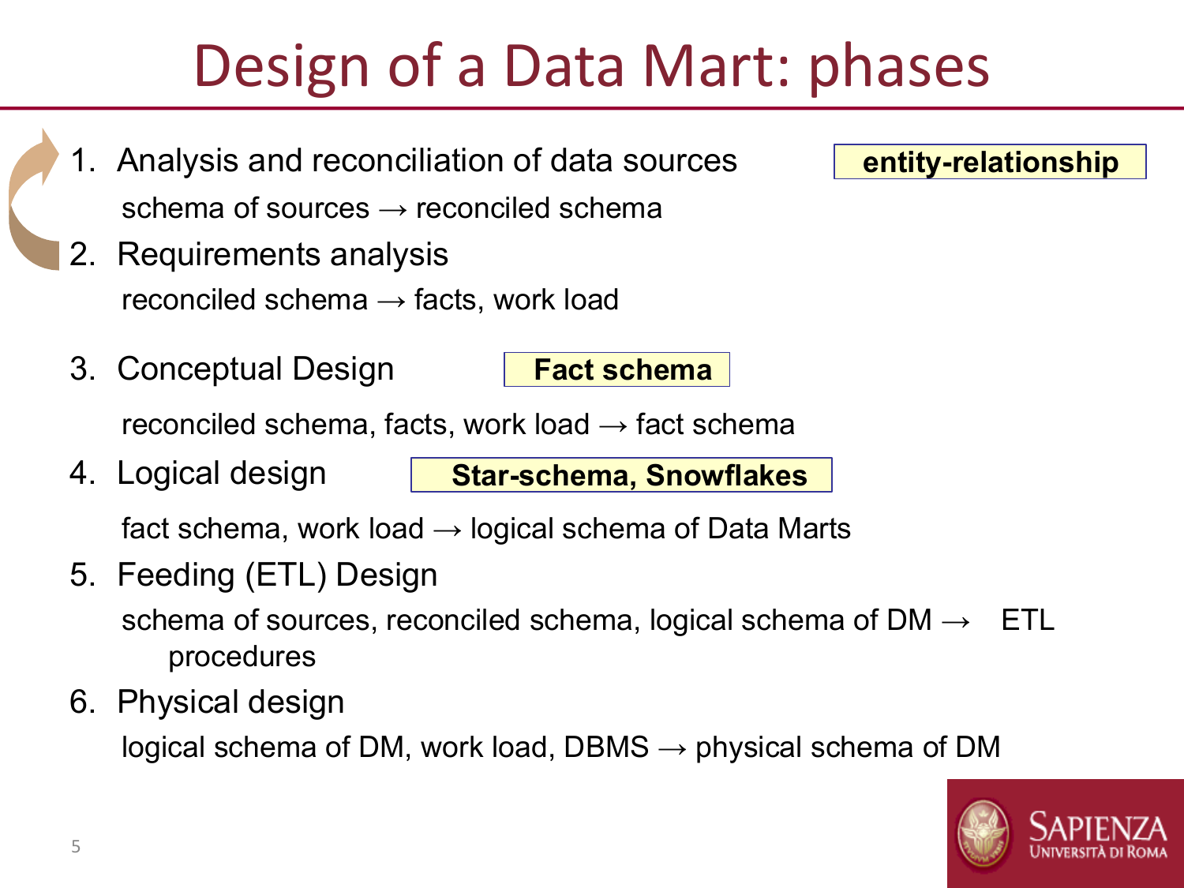# Design of a Data Mart: phases

1. Analysis and reconciliation of data sources **entity-relationship**

   schema of sources → reconciled schema

2. Requirements analysis

   reconciled schema → facts, work load

3. Conceptual Design **Fact schema**

   reconciled schema, facts, work load → fact schema

4. Logical design **Star-schema, Snowflakes**

   fact schema, work load → logical schema of Data Marts

5. Feeding (ETL) Design

   schema of sources, reconciled schema, logical schema of DM → ETL procedures

6. Physical design

   logical schema of DM, work load, DBMS → physical schema of DM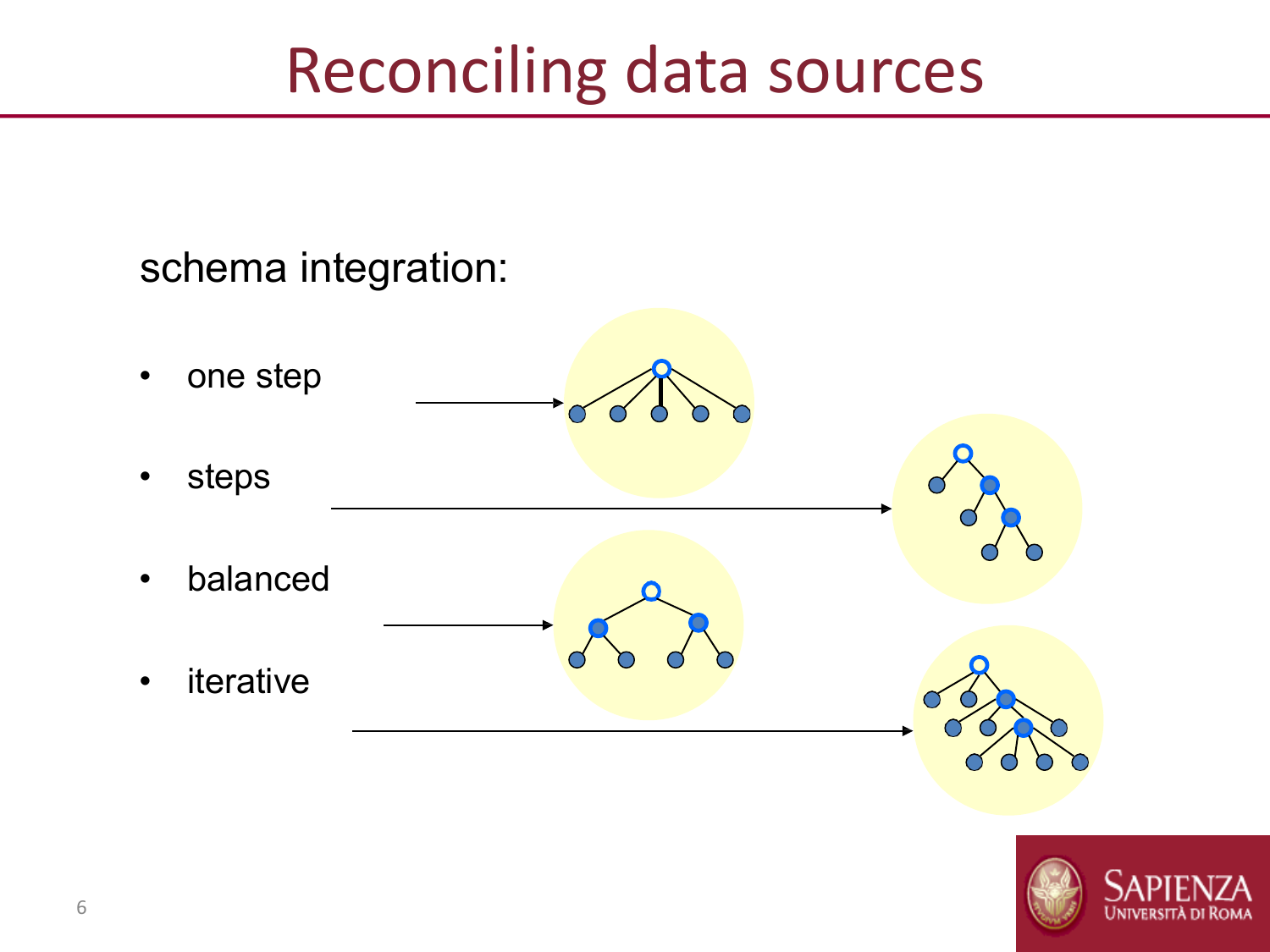# Reconciling data sources

schema integration:

- one step
- steps
- balanced
- iterative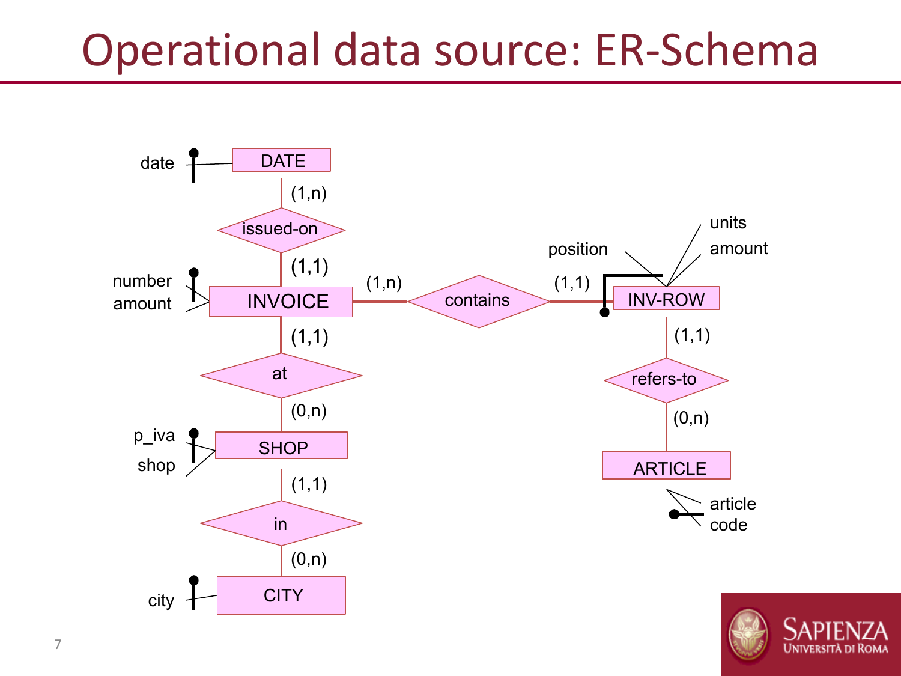# Operational data source: ER-Schema

DATE — date

(1,n)

issued-on

(1,1)

INVOICE — number, amount

(1,n) contains (1,1)

INV-ROW — position, units, amount

(1,1)

at

(0,n)

SHOP — p_iva, shop

(1,1)

in

(0,n)

CITY — city

(1,1)

refers-to

(0,n)

ARTICLE — article code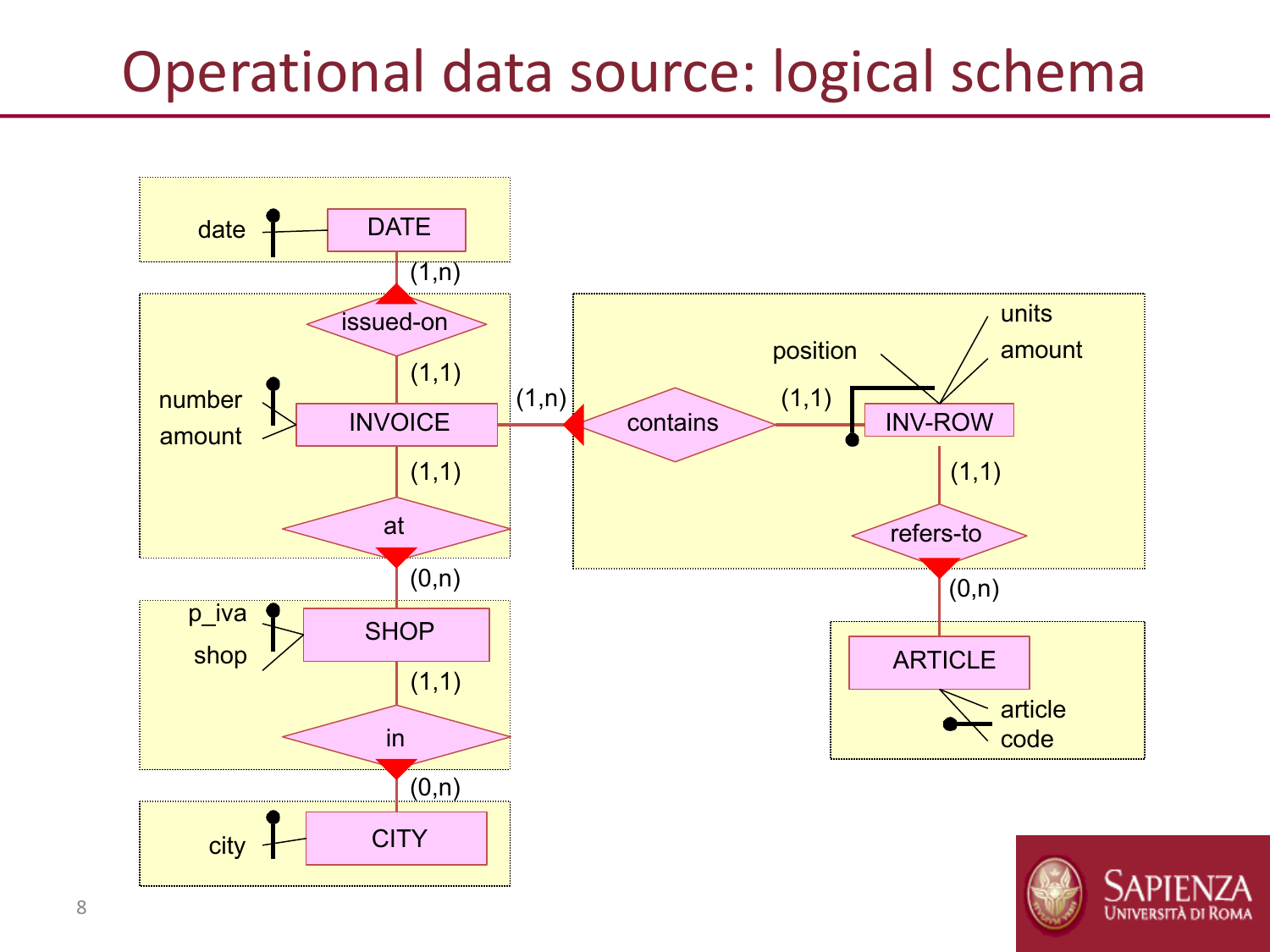# Operational data source: logical schema

DATE — date

issued-on: DATE (1,n) — INVOICE (1,1)

INVOICE — number, amount

at: INVOICE (1,1) — SHOP (0,n)

SHOP — p_iva, shop

in: SHOP (1,1) — CITY (0,n)

CITY — city

contains: INVOICE (1,n) — INV-ROW (1,1)

INV-ROW — position, units, amount

refers-to: INV-ROW (1,1) — ARTICLE (0,n)

ARTICLE — article, code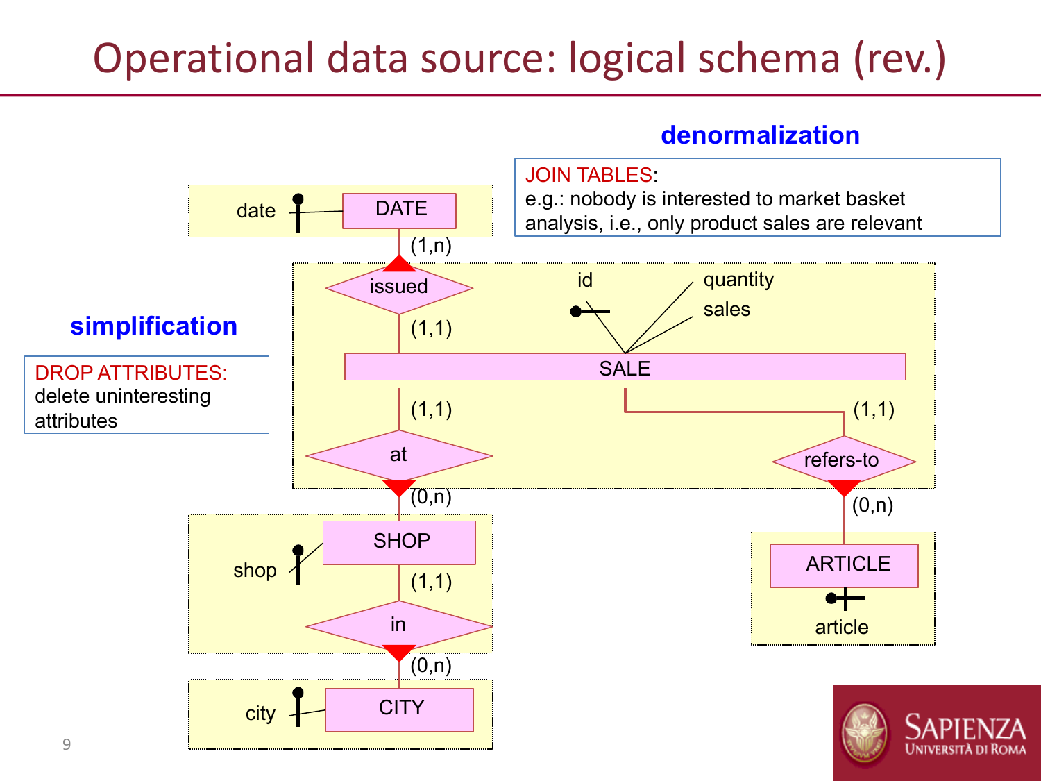# Operational data source: logical schema (rev.)

**denormalization**

JOIN TABLES:
e.g.: nobody is interested to market basket analysis, i.e., only product sales are relevant

**simplification**

DROP ATTRIBUTES:
delete uninteresting attributes

date — DATE

(1,n)

issued

(1,1)

id, quantity, sales

SALE

(1,1) — at — (0,n)

(1,1) — refers-to — (0,n)

shop — SHOP

(1,1)

in

(0,n)

city — CITY

ARTICLE — article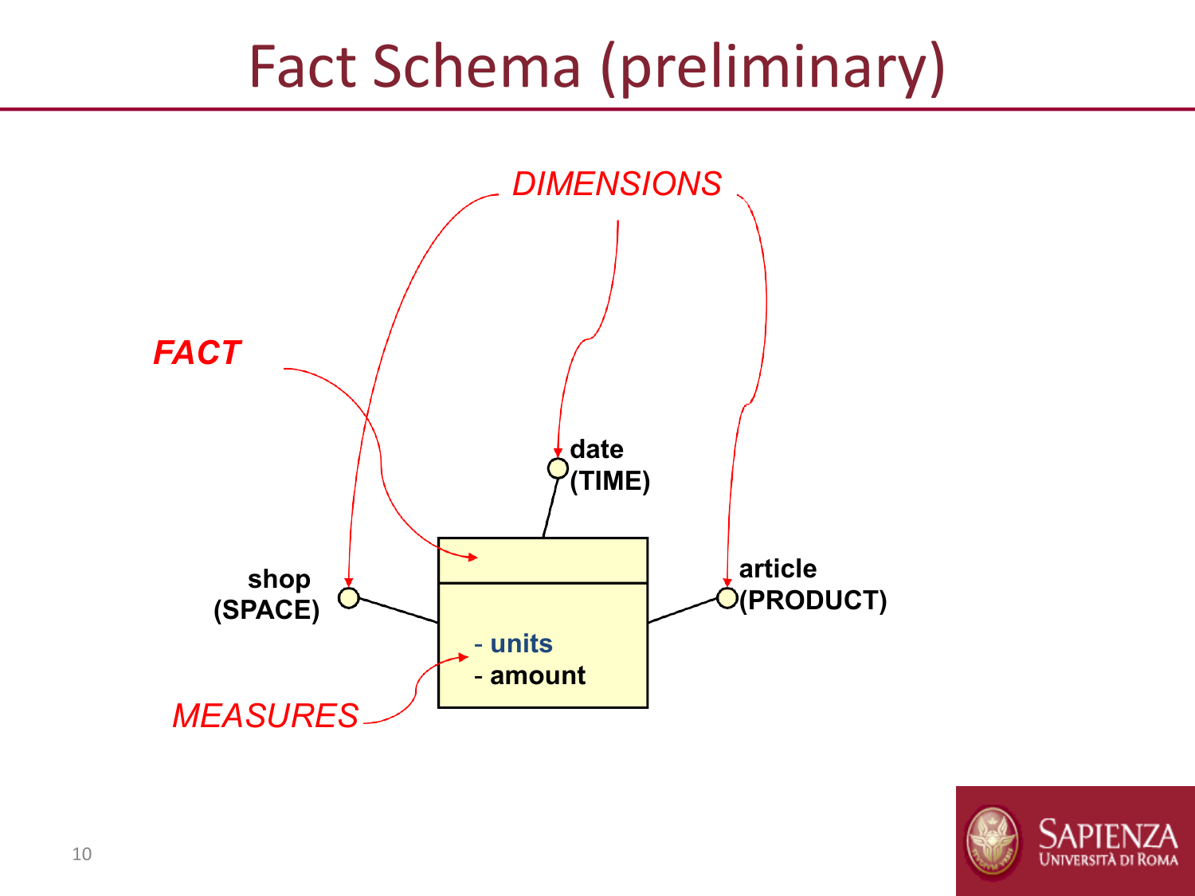# Fact Schema (preliminary)

DIMENSIONS

FACT

date (TIME)

shop (SPACE)

article (PRODUCT)

- units
- amount

MEASURES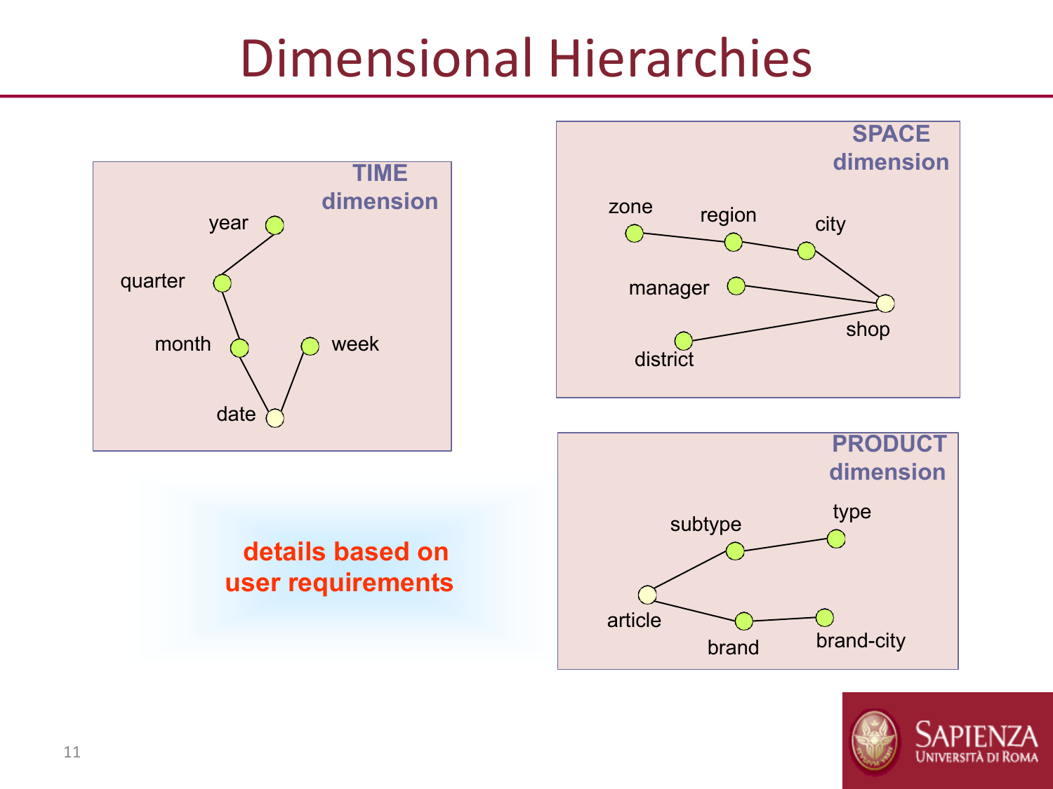# Dimensional Hierarchies

**TIME dimension**

year, quarter, month, week, date

**SPACE dimension**

zone, region, city, manager, district, shop

**PRODUCT dimension**

subtype, type, article, brand, brand-city

**details based on user requirements**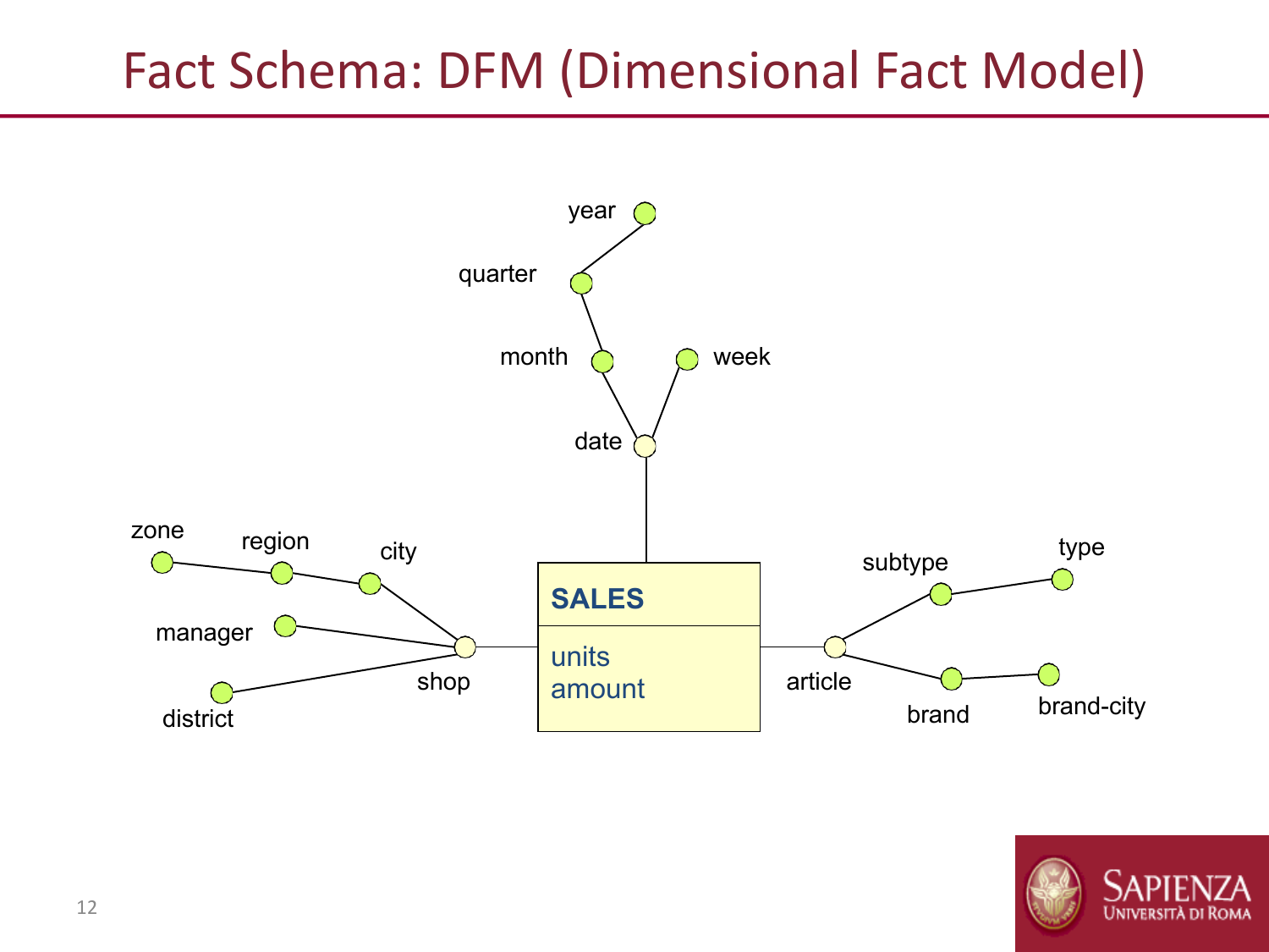# Fact Schema: DFM (Dimensional Fact Model)

**SALES**

units
amount

Dimensions and hierarchies:

- date → month → quarter → year
- date → week
- shop → city → region → zone
- shop → manager
- shop → district
- article → subtype → type
- article → brand → brand-city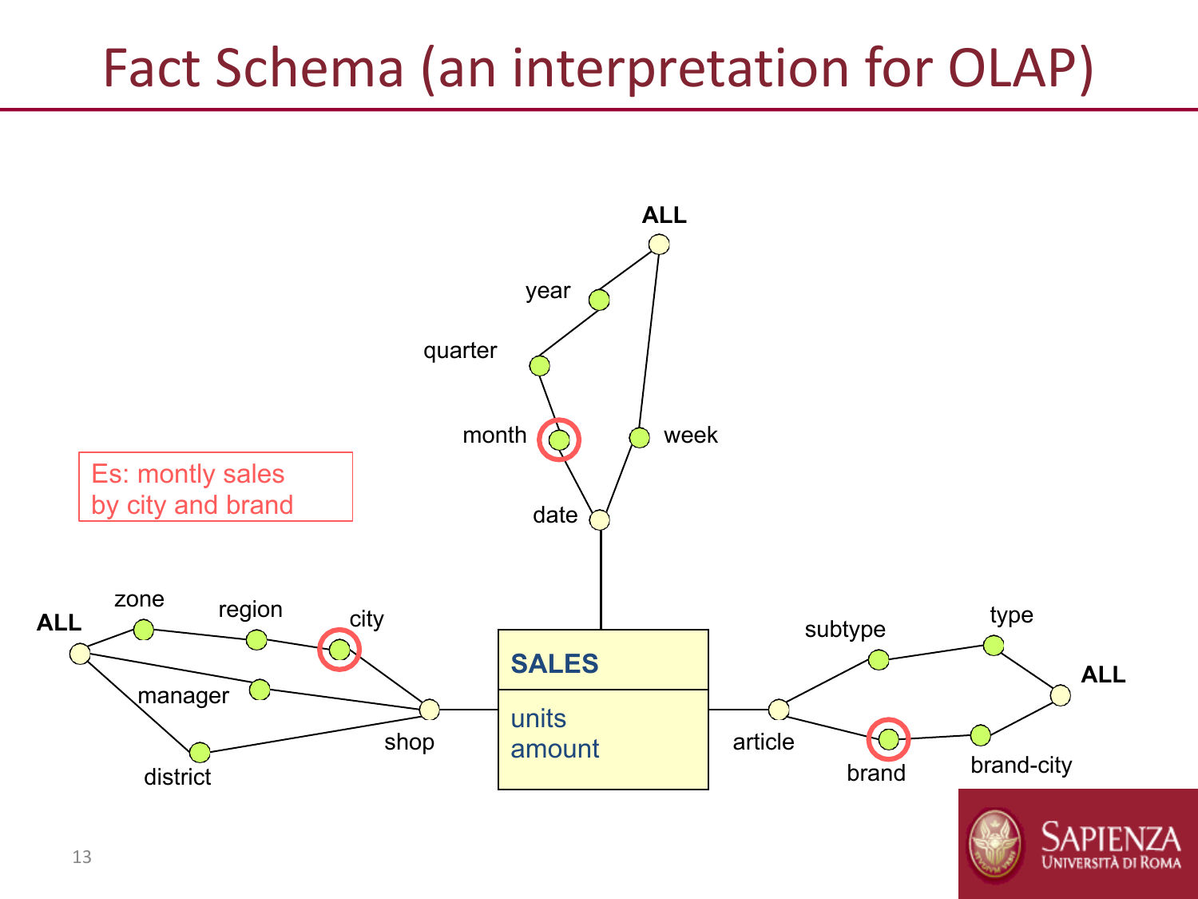# Fact Schema (an interpretation for OLAP)

Es: montly sales by city and brand

ALL

year

quarter

month

week

date

ALL

zone

region

city

manager

district

shop

SALES

units

amount

article

subtype

type

ALL

brand

brand-city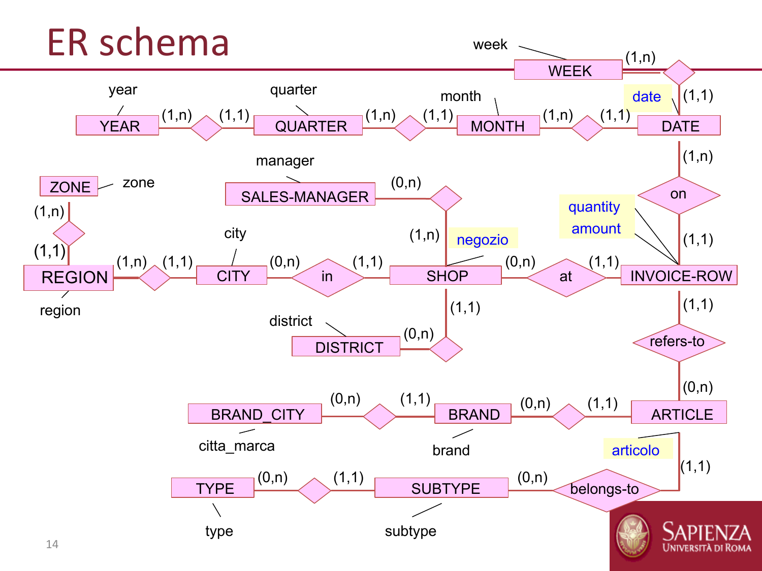# ER schema

week

WEEK (1,n)

year — YEAR (1,n) — (1,1) QUARTER — quarter

QUARTER (1,n) — (1,1) MONTH — month

MONTH (1,n) — (1,1) DATE — date (1,1)

DATE (1,n) — on — (1,1) INVOICE-ROW

ZONE — zone

(1,n)

(1,1)

REGION — region

manager

SALES-MANAGER (0,n) — (1,n) SHOP

REGION (1,n) — (1,1) CITY — city

CITY (0,n) — in — (1,1) SHOP — negozio

SHOP (0,n) — at — (1,1) INVOICE-ROW — quantity, amount

SHOP (1,1) — (0,n) DISTRICT — district

INVOICE-ROW (1,1) — refers-to — (0,n) ARTICLE — articolo

BRAND_CITY — citta_marca (0,n) — (1,1) BRAND — brand

BRAND (0,n) — (1,1) ARTICLE

ARTICLE (1,1) — belongs-to — (0,n) SUBTYPE — subtype

TYPE — type (0,n) — (1,1) SUBTYPE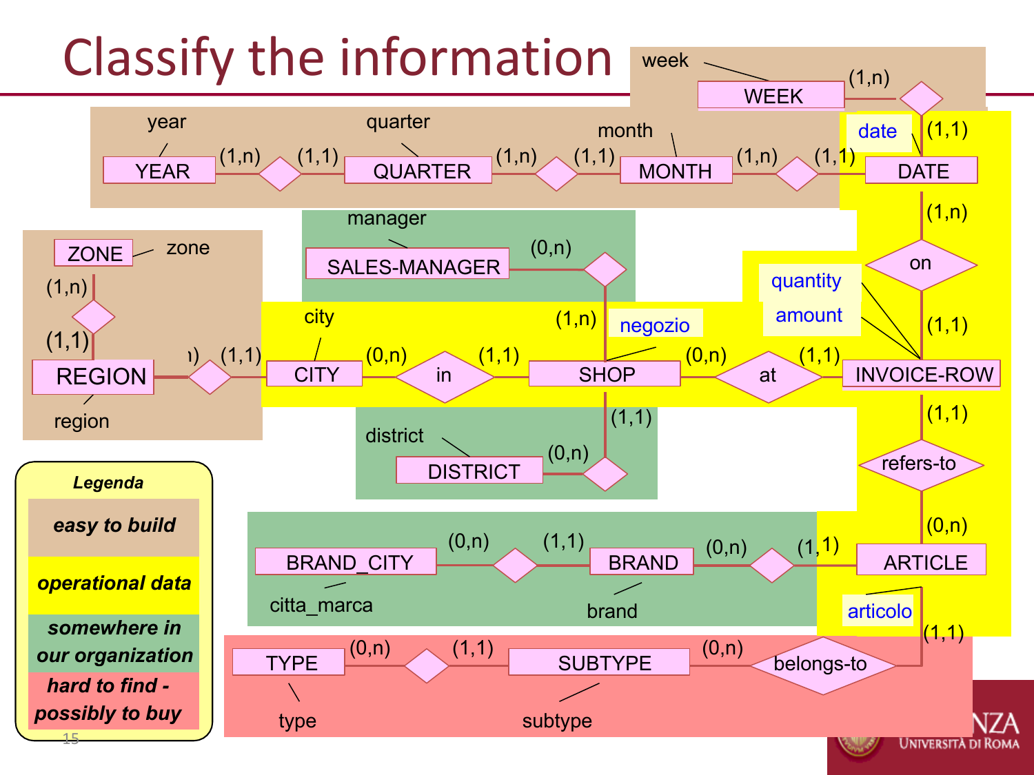# Classify the information

week — WEEK (1,n) — (1,1) DATE — date

year — YEAR (1,n) — (1,1) QUARTER — quarter (1,n) — (1,1) MONTH — month (1,n) — (1,1) DATE

DATE (1,n) — on — (1,1) INVOICE-ROW — quantity, amount

zone — ZONE (1,n) — (1,1) REGION — region

REGION — (1,1) CITY — city

CITY (0,n) — in — (1,1) SHOP — negozio

SALES-MANAGER — manager (0,n) — (1,n) SHOP

SHOP (0,n) — at — (1,1) INVOICE-ROW

SHOP (1,1) — (0,n) DISTRICT — district

INVOICE-ROW (1,1) — refers-to — (0,n) ARTICLE — articolo

BRAND_CITY — citta_marca (0,n) — (1,1) BRAND — brand (0,n) — (1,1) ARTICLE

TYPE — type (0,n) — (1,1) SUBTYPE — subtype (0,n) — belongs-to — (1,1) ARTICLE

***Legenda***

- ***easy to build***
- ***operational data***
- ***somewhere in our organization***
- ***hard to find - possibly to buy***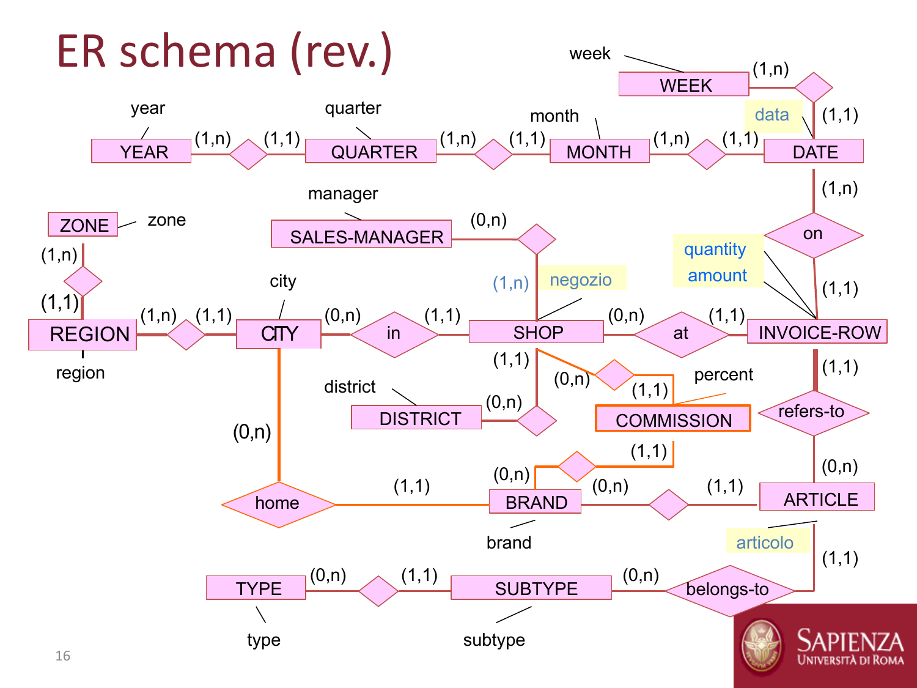# ER schema (rev.)

YEAR (year) (1,n) — (1,1) QUARTER (quarter) (1,n) — (1,1) MONTH (month) (1,n) — (1,1) DATE

WEEK (week) (1,n) — (1,1) DATE — data

DATE (1,n) — on — (1,1) INVOICE-ROW

INVOICE-ROW: quantity, amount

ZONE (zone) (1,n) — (1,1) REGION (region)

REGION (1,n) — (1,1) CITY (city)

CITY (0,n) — in — (1,1) SHOP

SALES-MANAGER (manager) (0,n) — (1,n) SHOP — negozio

SHOP (0,n) — at — (1,1) INVOICE-ROW

SHOP (1,1) — (0,n) DISTRICT (district)

SHOP (0,n) — (1,1) COMMISSION (percent)

COMMISSION (1,1) — (0,n) BRAND

CITY (0,n) — home — (1,1) BRAND (brand)

BRAND (0,n) — (1,1) ARTICLE

INVOICE-ROW (1,1) — refers-to — (0,n) ARTICLE — articolo

ARTICLE (1,1) — belongs-to — (0,n) SUBTYPE (subtype)

TYPE (type) (0,n) — (1,1) SUBTYPE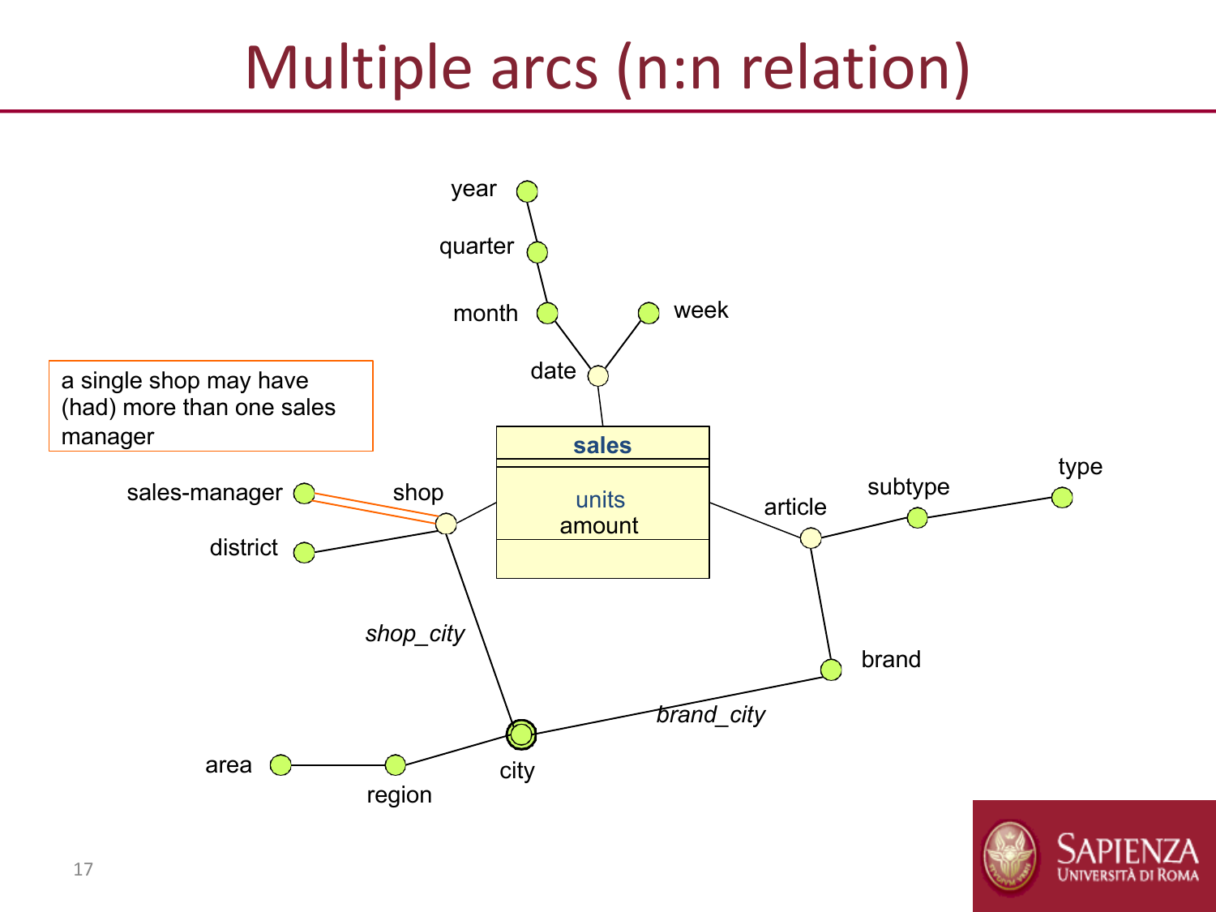# Multiple arcs (n:n relation)

a single shop may have (had) more than one sales manager

year

quarter

month

week

date

**sales**

units

amount

sales-manager

shop

district

article

subtype

type

*shop_city*

brand

*brand_city*

area

region

city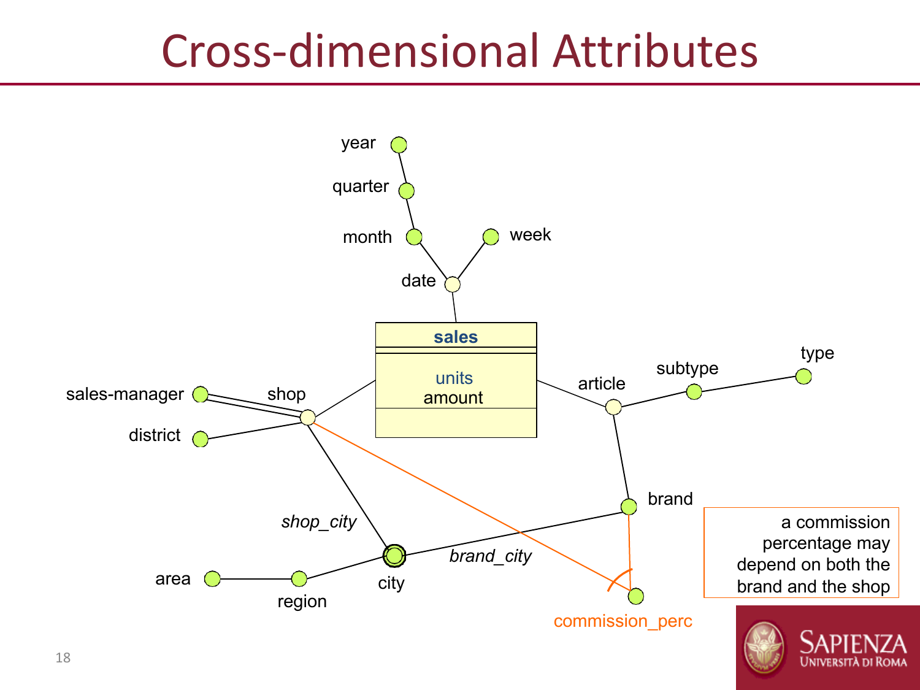# Cross-dimensional Attributes

year

quarter

month

week

date

**sales**

units
amount

sales-manager

shop

district

article

subtype

type

brand

*shop_city*

*brand_city*

area

region

city

commission_perc

a commission percentage may depend on both the brand and the shop